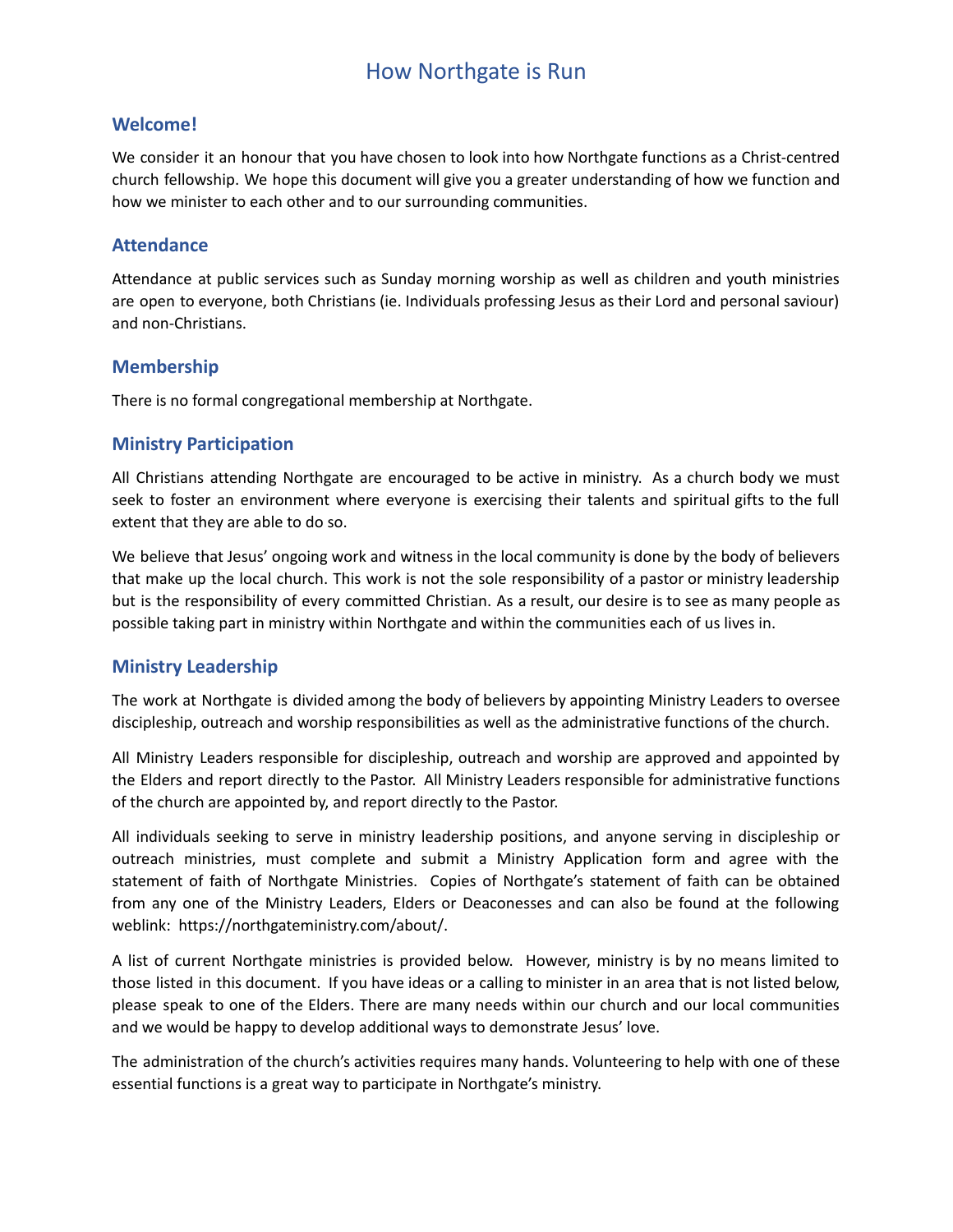# How Northgate is Run

## Welcome!

We consider it an honour that you have chosen to look into how Northgate functions as a Christ-centred church fellowship. We hope this document will give you a greater understanding of how we function and how we minister to each other and to our surrounding communities.

## Attendance

Attendance at public services such as Sunday morning worship as well as children and youth ministries are open to everyone, both Christians (ie. Individuals professing Jesus as their Lord and personal saviour) and non-Christians.

## Membership

There is no formal congregational membership at Northgate.

## Ministry Participation

All Christians attending Northgate are encouraged to be active in ministry. As a church body we must seek to foster an environment where everyone is exercising their talents and spiritual gifts to the full extent that they are able to do so.

We believe that Jesus' ongoing work and witness in the local community is done by the body of believers that make up the local church. This work is not the sole responsibility of a pastor or ministry leadership but is the responsibility of every committed Christian. As a result, our desire is to see as many people as possible taking part in ministry within Northgate and within the communities each of us lives in.

## Ministry Leadership

The work at Northgate is divided among the body of believers by appointing Ministry Leaders to oversee discipleship, outreach and worship responsibilities as well as the administrative functions of the church.

All Ministry Leaders responsible for discipleship, outreach and worship are approved and appointed by the Elders and report directly to the Pastor. All Ministry Leaders responsible for administrative functions of the church are appointed by, and report directly to the Pastor.

All individuals seeking to serve in ministry leadership positions, and anyone serving in discipleship or outreach ministries, must complete and submit a Ministry Application form and agree with the statement of faith of Northgate Ministries. Copies of Northgate's statement of faith can be obtained from any one of the Ministry Leaders, Elders or Deaconesses and can also be found at the following weblink: https://northgateministry.com/about/.

A list of current Northgate ministries is provided below. However, ministry is by no means limited to those listed in this document. If you have ideas or a calling to minister in an area that is not listed below, please speak to one of the Elders. There are many needs within our church and our local communities and we would be happy to develop additional ways to demonstrate Jesus' love.

The administration of the church's activities requires many hands. Volunteering to help with one of these essential functions is a great way to participate in Northgate's ministry.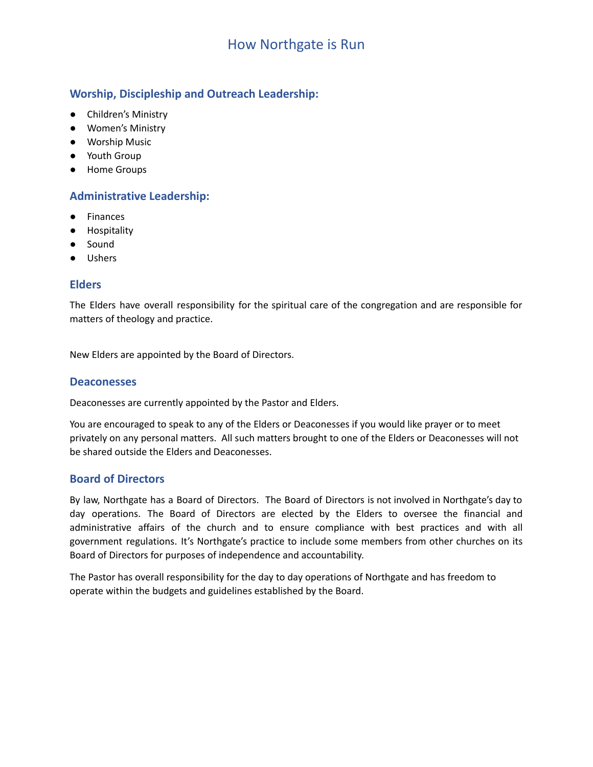# How Northgate is Run

## Worship, Discipleship and Outreach Leadership:

- Children's Ministry
- Women's Ministry
- Worship Music
- Youth Group
- Home Groups

## Administrative Leadership:

- Finances
- Hospitality
- Sound
- Ushers

## Elders

The Elders have overall responsibility for the spiritual care of the congregation and are responsible for matters of theology and practice.

New Elders are appointed by the Board of Directors.

## Deaconesses

Deaconesses are currently appointed by the Pastor and Elders.

You are encouraged to speak to any of the Elders or Deaconesses if you would like prayer or to meet privately on any personal matters. All such matters brought to one of the Elders or Deaconesses will not be shared outside the Elders and Deaconesses.

## Board of Directors

By law, Northgate has a Board of Directors. The Board of Directors is not involved in Northgate's day to day operations. The Board of Directors are elected by the Elders to oversee the financial and administrative affairs of the church and to ensure compliance with best practices and with all government regulations. It's Northgate's practice to include some members from other churches on its Board of Directors for purposes of independence and accountability.

The Pastor has overall responsibility for the day to day operations of Northgate and has freedom to operate within the budgets and guidelines established by the Board.